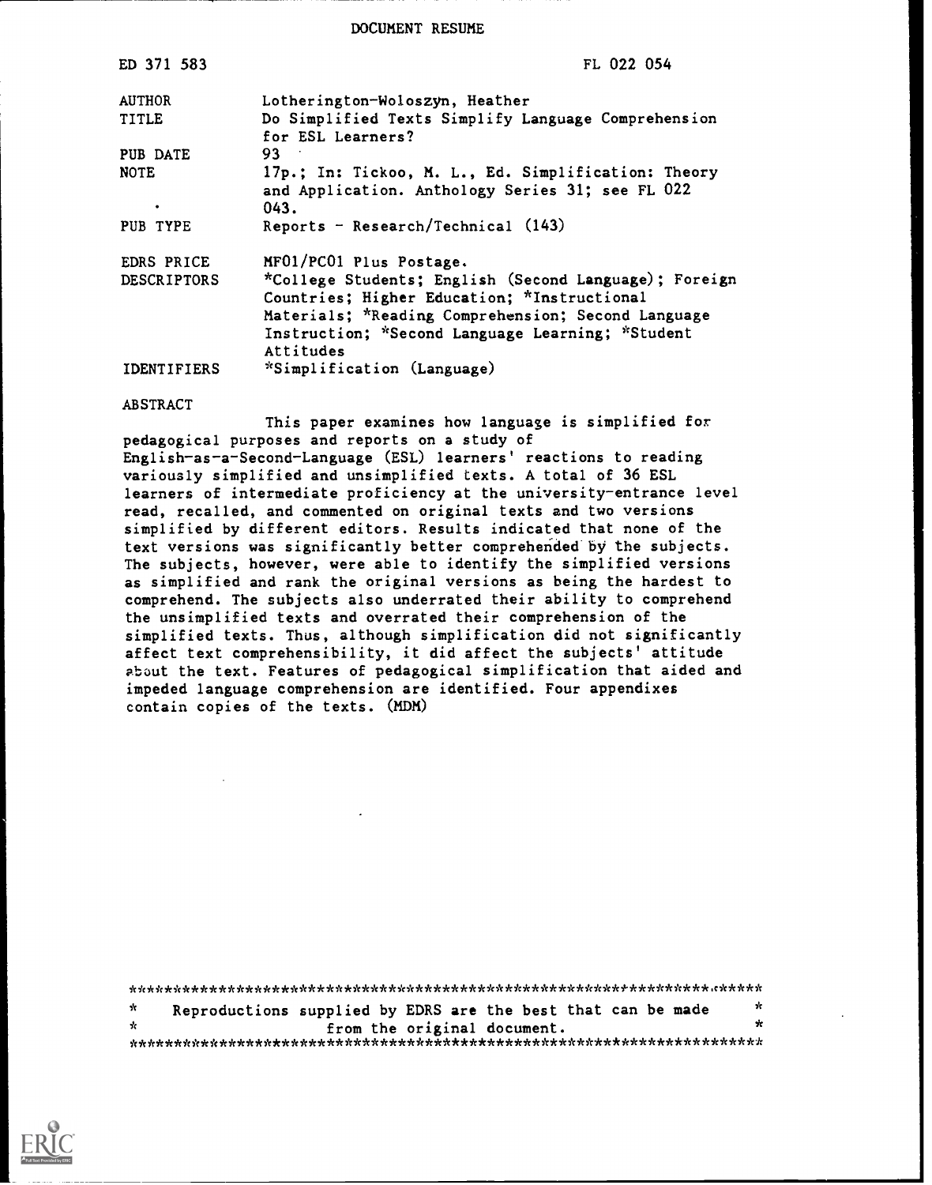DOCUMENT RESUME

| | |
|---|---|
| ED 371 583 | FL 022 054 |
| AUTHOR | Lotherington-Woloszyn, Heather |
| TITLE | Do Simplified Texts Simplify Language Comprehension for ESL Learners? |
| PUB DATE | 93 |
| NOTE | 17p.; In: Tickoo, M. L., Ed. Simplification: Theory and Application. Anthology Series 31; see FL 022 043. |
| PUB TYPE | Reports - Research/Technical (143) |
| EDRS PRICE | MF01/PC01 Plus Postage. |
| DESCRIPTORS | *College Students; English (Second Language); Foreign Countries; Higher Education; *Instructional Materials; *Reading Comprehension; Second Language Instruction; *Second Language Learning; *Student Attitudes |
| IDENTIFIERS | *Simplification (Language) |

ABSTRACT

This paper examines how language is simplified for pedagogical purposes and reports on a study of English-as-a-Second-Language (ESL) learners' reactions to reading variously simplified and unsimplified texts. A total of 36 ESL learners of intermediate proficiency at the university-entrance level read, recalled, and commented on original texts and two versions simplified by different editors. Results indicated that none of the text versions was significantly better comprehended by the subjects. The subjects, however, were able to identify the simplified versions as simplified and rank the original versions as being the hardest to comprehend. The subjects also underrated their ability to comprehend the unsimplified texts and overrated their comprehension of the simplified texts. Thus, although simplification did not significantly affect text comprehensibility, it did affect the subjects' attitude about the text. Features of pedagogical simplification that aided and impeded language comprehension are identified. Four appendixes contain copies of the texts. (MDM)

***********************************************************************
* Reproductions supplied by EDRS are the best that can be made *
* from the original document. *
***********************************************************************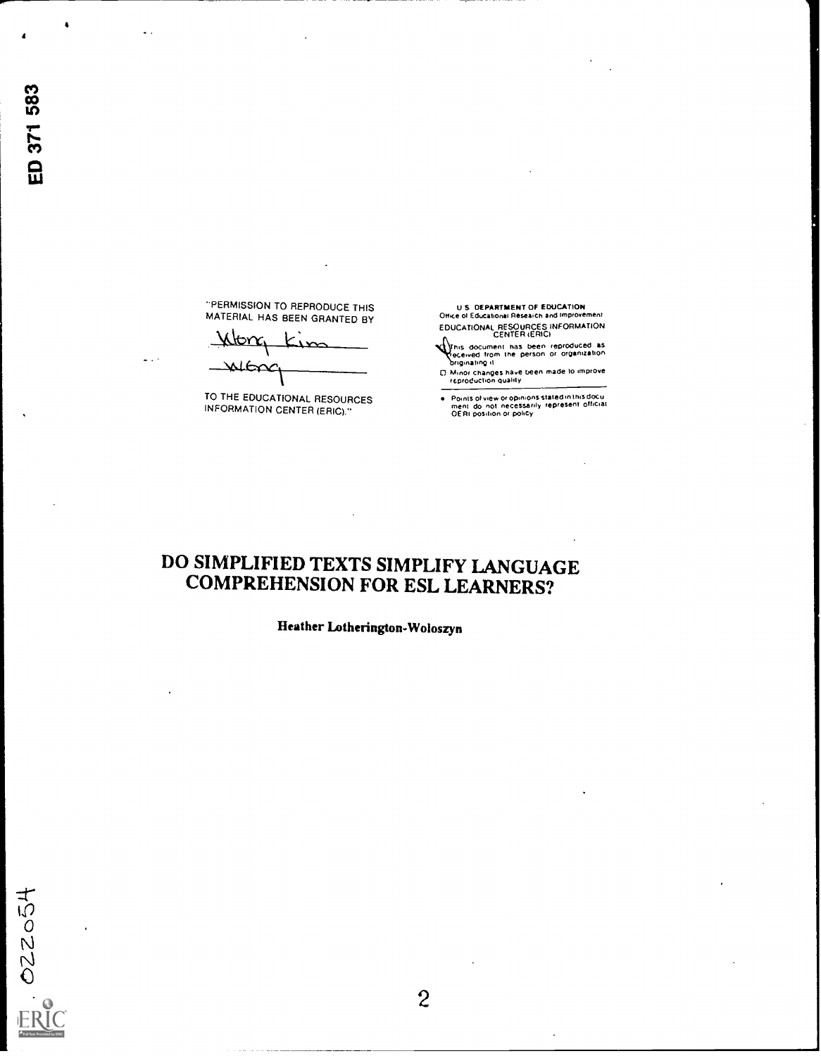ED 371 583

"PERMISSION TO REPRODUCE THIS MATERIAL HAS BEEN GRANTED BY

Wong Kim

Wong

TO THE EDUCATIONAL RESOURCES INFORMATION CENTER (ERIC)."

U.S. DEPARTMENT OF EDUCATION
Office of Educational Research and Improvement
EDUCATIONAL RESOURCES INFORMATION CENTER (ERIC)

- This document has been reproduced as received from the person or organization originating it
- Minor changes have been made to improve reproduction quality

- Points of view or opinions stated in this document do not necessarily represent official OERI position or policy

# DO SIMPLIFIED TEXTS SIMPLIFY LANGUAGE COMPREHENSION FOR ESL LEARNERS?

**Heather Lotherington-Woloszyn**

022054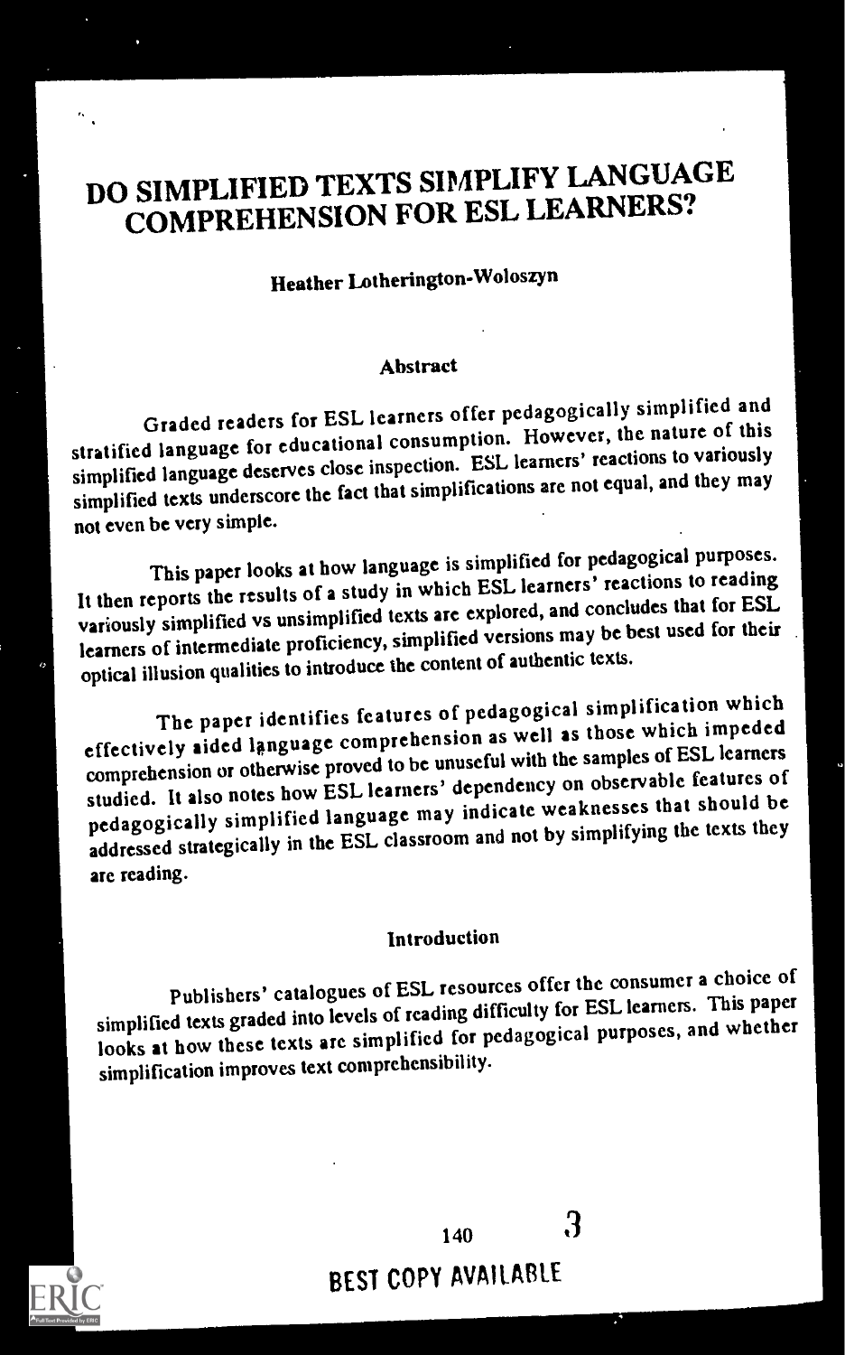# DO SIMPLIFIED TEXTS SIMPLIFY LANGUAGE COMPREHENSION FOR ESL LEARNERS?

**Heather Lotherington-Woloszyn**

## Abstract

Graded readers for ESL learners offer pedagogically simplified and stratified language for educational consumption. However, the nature of this simplified language deserves close inspection. ESL learners' reactions to variously simplified texts underscore the fact that simplifications are not equal, and they may not even be very simple.

This paper looks at how language is simplified for pedagogical purposes. It then reports the results of a study in which ESL learners' reactions to reading variously simplified vs unsimplified texts are explored, and concludes that for ESL learners of intermediate proficiency, simplified versions may be best used for their optical illusion qualities to introduce the content of authentic texts.

The paper identifies features of pedagogical simplification which effectively aided language comprehension as well as those which impeded comprehension or otherwise proved to be unuseful with the samples of ESL learners studied. It also notes how ESL learners' dependency on observable features of pedagogically simplified language may indicate weaknesses that should be addressed strategically in the ESL classroom and not by simplifying the texts they are reading.

## Introduction

Publishers' catalogues of ESL resources offer the consumer a choice of simplified texts graded into levels of reading difficulty for ESL learners. This paper looks at how these texts are simplified for pedagogical purposes, and whether simplification improves text comprehensibility.

BEST COPY AVAILABLE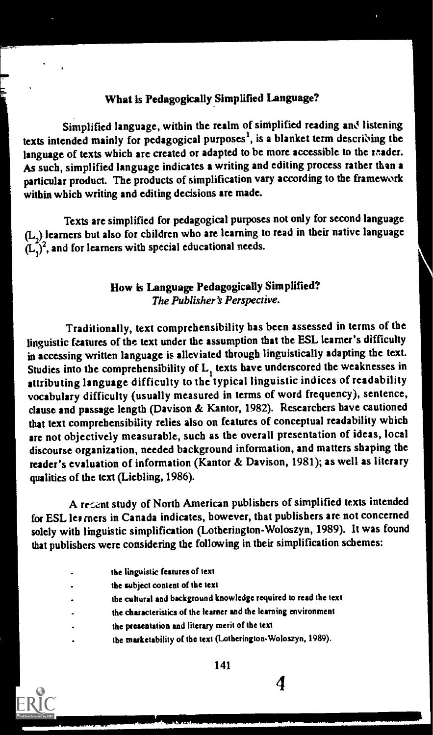## What is Pedagogically Simplified Language?

Simplified language, within the realm of simplified reading and listening texts intended mainly for pedagogical purposes[1], is a blanket term describing the language of texts which are created or adapted to be more accessible to the reader. As such, simplified language indicates a writing and editing process rather than a particular product. The products of simplification vary according to the framework within which writing and editing decisions are made.

Texts are simplified for pedagogical purposes not only for second language ($L_2$) learners but also for children who are learning to read in their native language ($L_1$)[2], and for learners with special educational needs.

## How is Language Pedagogically Simplified?

### *The Publisher's Perspective.*

Traditionally, text comprehensibility has been assessed in terms of the linguistic features of the text under the assumption that the ESL learner's difficulty in accessing written language is alleviated through linguistically adapting the text. Studies into the comprehensibility of $L_1$ texts have underscored the weaknesses in attributing language difficulty to the typical linguistic indices of readability vocabulary difficulty (usually measured in terms of word frequency), sentence, clause and passage length (Davison & Kantor, 1982). Researchers have cautioned that text comprehensibility relies also on features of conceptual readability which are not objectively measurable, such as the overall presentation of ideas, local discourse organization, needed background information, and matters shaping the reader's evaluation of information (Kantor & Davison, 1981); as well as literary qualities of the text (Liebling, 1986).

A recent study of North American publishers of simplified texts intended for ESL learners in Canada indicates, however, that publishers are not concerned solely with linguistic simplification (Lotherington-Woloszyn, 1989). It was found that publishers were considering the following in their simplification schemes:

- the linguistic features of text
- the subject content of the text
- the cultural and background knowledge required to read the text
- the characteristics of the learner and the learning environment
- the presentation and literary merit of the text
- the marketability of the text (Lotherington-Woloszyn, 1989).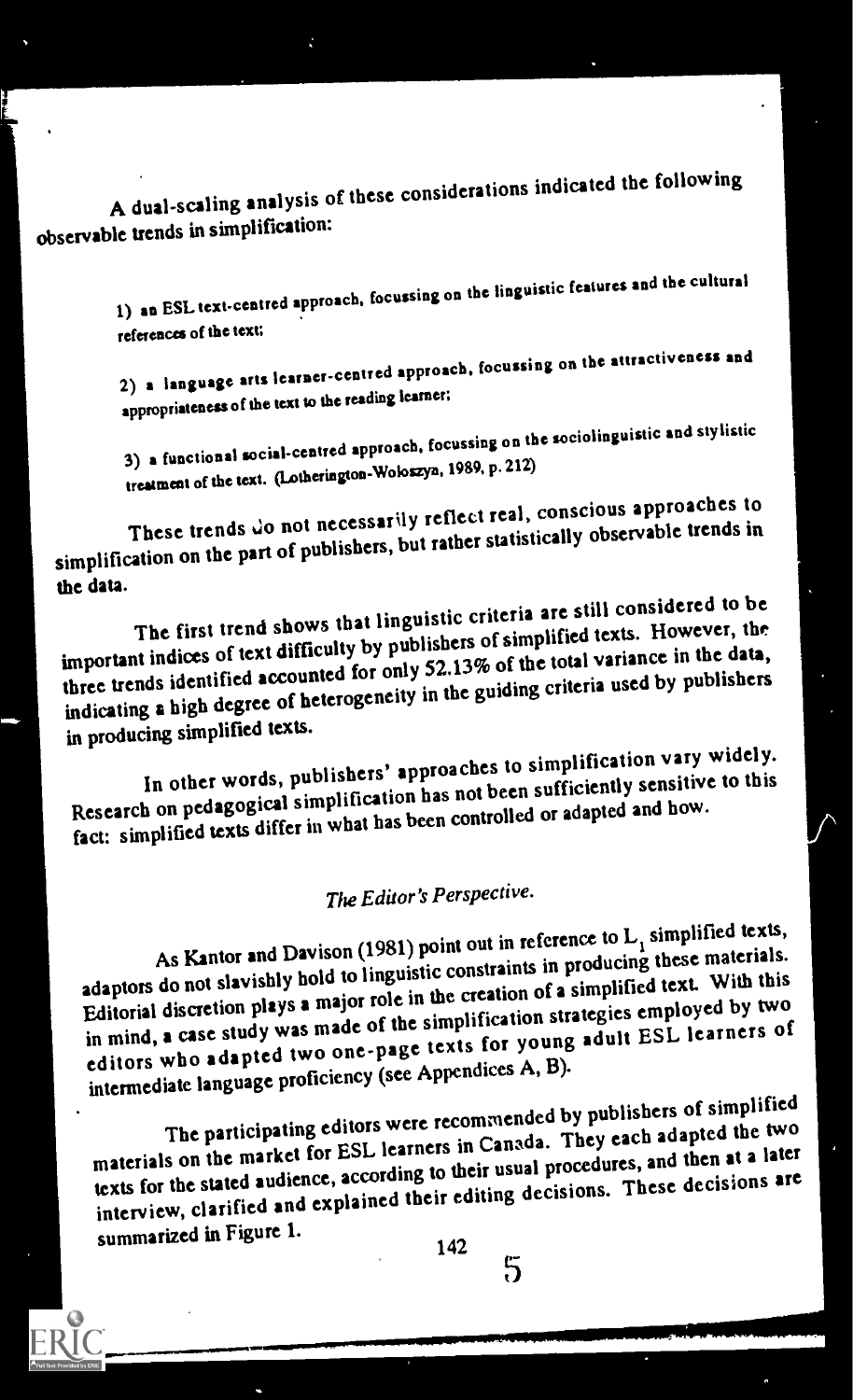A dual-scaling analysis of these considerations indicated the following observable trends in simplification:

> 1) an ESL text-centred approach, focussing on the linguistic features and the cultural references of the text;
>
> 2) a language arts learner-centred approach, focussing on the attractiveness and appropriateness of the text to the reading learner;
>
> 3) a functional social-centred approach, focussing on the sociolinguistic and stylistic treatment of the text. (Lotherington-Woloszyn, 1989, p. 212)

These trends do not necessarily reflect real, conscious approaches to simplification on the part of publishers, but rather statistically observable trends in the data.

The first trend shows that linguistic criteria are still considered to be important indices of text difficulty by publishers of simplified texts. However, the three trends identified accounted for only 52.13% of the total variance in the data, indicating a high degree of heterogeneity in the guiding criteria used by publishers in producing simplified texts.

In other words, publishers' approaches to simplification vary widely. Research on pedagogical simplification has not been sufficiently sensitive to this fact: simplified texts differ in what has been controlled or adapted and how.

## *The Editor's Perspective.*

As Kantor and Davison (1981) point out in reference to $L_1$ simplified texts, adaptors do not slavishly hold to linguistic constraints in producing these materials. Editorial discretion plays a major role in the creation of a simplified text. With this in mind, a case study was made of the simplification strategies employed by two editors who adapted two one-page texts for young adult ESL learners of intermediate language proficiency (see Appendices A, B).

The participating editors were recommended by publishers of simplified materials on the market for ESL learners in Canada. They each adapted the two texts for the stated audience, according to their usual procedures, and then at a later interview, clarified and explained their editing decisions. These decisions are summarized in Figure 1.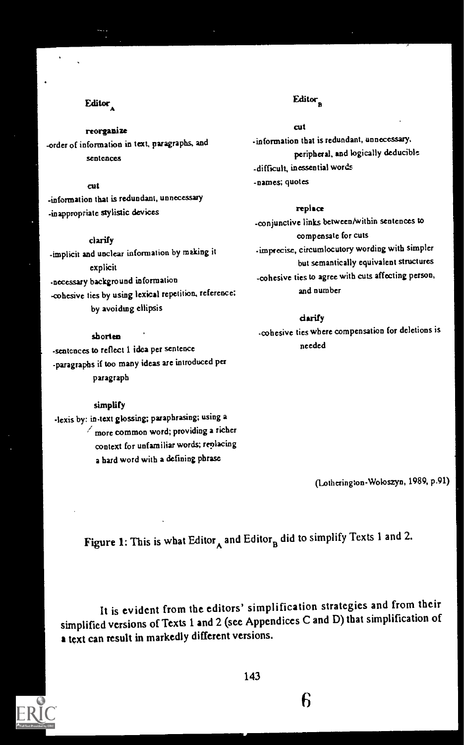**Editor$_A$**

**reorganize**

- order of information in text, paragraphs, and sentences

**cut**

- information that is redundant, unnecessary
- inappropriate stylistic devices

**clarify**

- implicit and unclear information by making it explicit
- necessary background information
- cohesive ties by using lexical repetition, reference; by avoiding ellipsis

**shorten**

- sentences to reflect 1 idea per sentence
- paragraphs if too many ideas are introduced per paragraph

**simplify**

- lexis by: in-text glossing; paraphrasing; using a more common word; providing a richer context for unfamiliar words; replacing a hard word with a defining phrase

**Editor$_B$**

**cut**

- information that is redundant, unnecessary, peripheral, and logically deducible
- difficult, inessential words
- names; quotes

**replace**

- conjunctive links between/within sentences to compensate for cuts
- imprecise, circumlocutory wording with simpler but semantically equivalent structures
- cohesive ties to agree with cuts affecting person, and number

**clarify**

- cohesive ties where compensation for deletions is needed

(Lotherington-Woloszyn, 1989, p.91)

Figure 1: This is what Editor$_A$ and Editor$_B$ did to simplify Texts 1 and 2.

It is evident from the editors' simplification strategies and from their simplified versions of Texts 1 and 2 (see Appendices C and D) that simplification of a text can result in markedly different versions.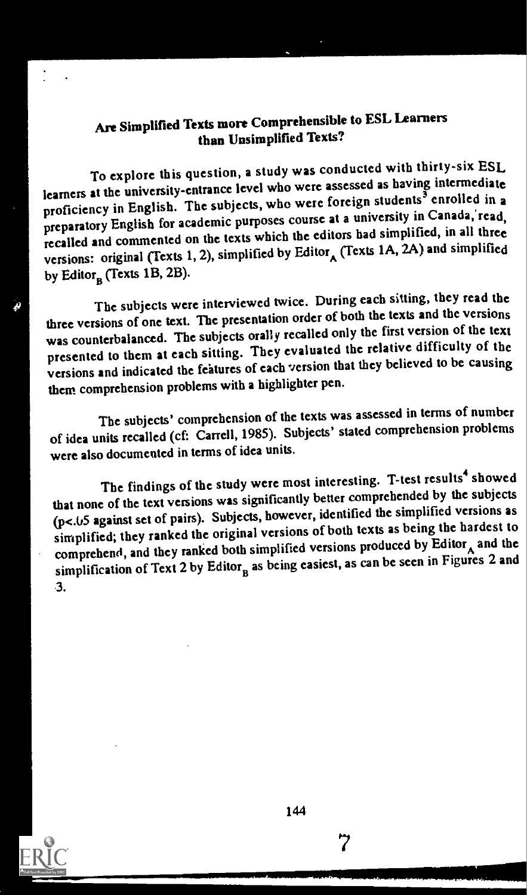## Are Simplified Texts more Comprehensible to ESL Learners than Unsimplified Texts?

To explore this question, a study was conducted with thirty-six ESL learners at the university-entrance level who were assessed as having intermediate proficiency in English. The subjects, who were foreign students[3] enrolled in a preparatory English for academic purposes course at a university in Canada, read, recalled and commented on the texts which the editors had simplified, in all three versions: original (Texts 1, 2), simplified by $Editor_A$ (Texts 1A, 2A) and simplified by $Editor_B$ (Texts 1B, 2B).

The subjects were interviewed twice. During each sitting, they read the three versions of one text. The presentation order of both the texts and the versions was counterbalanced. The subjects orally recalled only the first version of the text presented to them at each sitting. They evaluated the relative difficulty of the versions and indicated the features of each version that they believed to be causing them comprehension problems with a highlighter pen.

The subjects' comprehension of the texts was assessed in terms of number of idea units recalled (cf: Carrell, 1985). Subjects' stated comprehension problems were also documented in terms of idea units.

The findings of the study were most interesting. T-test results[4] showed that none of the text versions was significantly better comprehended by the subjects ($p<.05$ against set of pairs). Subjects, however, identified the simplified versions as simplified; they ranked the original versions of both texts as being the hardest to comprehend, and they ranked both simplified versions produced by $Editor_A$ and the simplification of Text 2 by $Editor_B$ as being easiest, as can be seen in Figures 2 and 3.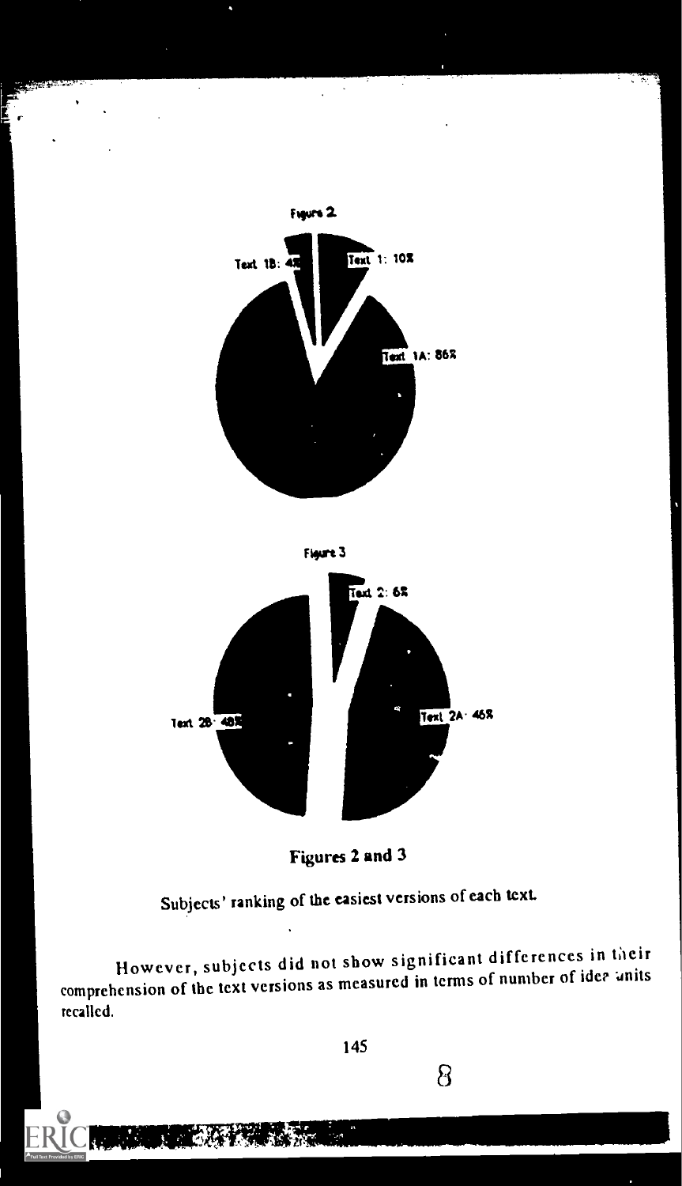Figure 2

Text 1B: 4%

Text 1: 10%

Text 1A: 86%

Figure 3

Text 2: 6%

Text 2B: 48%

Text 2A: 46%

**Figures 2 and 3**

Subjects' ranking of the easiest versions of each text.

However, subjects did not show significant differences in their comprehension of the text versions as measured in terms of number of idea units recalled.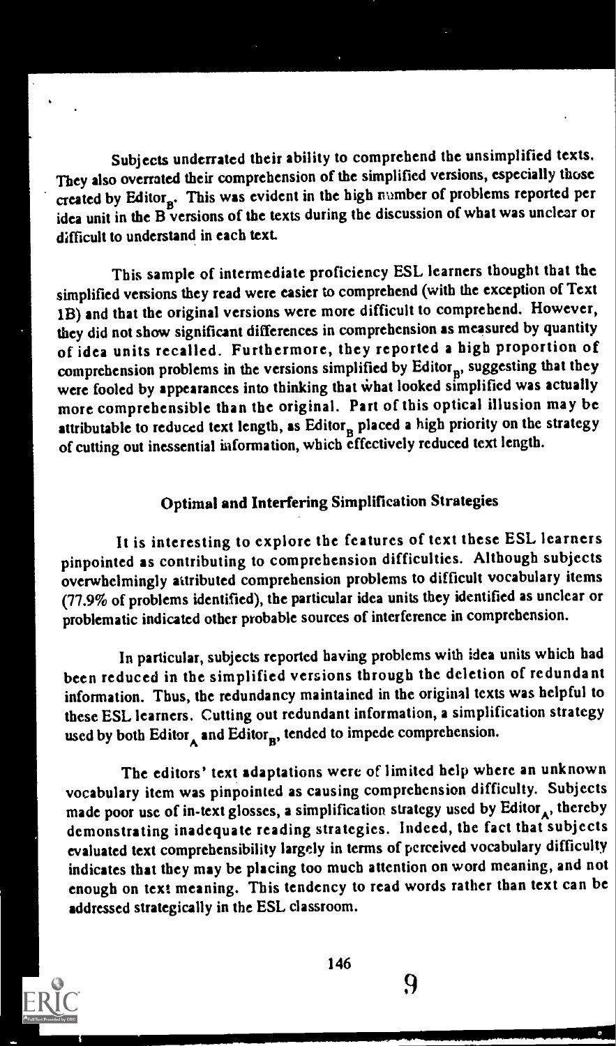Subjects underrated their ability to comprehend the unsimplified texts. They also overrated their comprehension of the simplified versions, especially those created by $Editor_B$. This was evident in the high number of problems reported per idea unit in the B versions of the texts during the discussion of what was unclear or difficult to understand in each text.

This sample of intermediate proficiency ESL learners thought that the simplified versions they read were easier to comprehend (with the exception of Text 1B) and that the original versions were more difficult to comprehend. However, they did not show significant differences in comprehension as measured by quantity of idea units recalled. Furthermore, they reported a high proportion of comprehension problems in the versions simplified by $Editor_B$, suggesting that they were fooled by appearances into thinking that what looked simplified was actually more comprehensible than the original. Part of this optical illusion may be attributable to reduced text length, as $Editor_B$ placed a high priority on the strategy of cutting out inessential information, which effectively reduced text length.

## Optimal and Interfering Simplification Strategies

It is interesting to explore the features of text these ESL learners pinpointed as contributing to comprehension difficulties. Although subjects overwhelmingly attributed comprehension problems to difficult vocabulary items (77.9% of problems identified), the particular idea units they identified as unclear or problematic indicated other probable sources of interference in comprehension.

In particular, subjects reported having problems with idea units which had been reduced in the simplified versions through the deletion of redundant information. Thus, the redundancy maintained in the original texts was helpful to these ESL learners. Cutting out redundant information, a simplification strategy used by both $Editor_A$ and $Editor_B$, tended to impede comprehension.

The editors' text adaptations were of limited help where an unknown vocabulary item was pinpointed as causing comprehension difficulty. Subjects made poor use of in-text glosses, a simplification strategy used by $Editor_A$, thereby demonstrating inadequate reading strategies. Indeed, the fact that subjects evaluated text comprehensibility largely in terms of perceived vocabulary difficulty indicates that they may be placing too much attention on word meaning, and not enough on text meaning. This tendency to read words rather than text can be addressed strategically in the ESL classroom.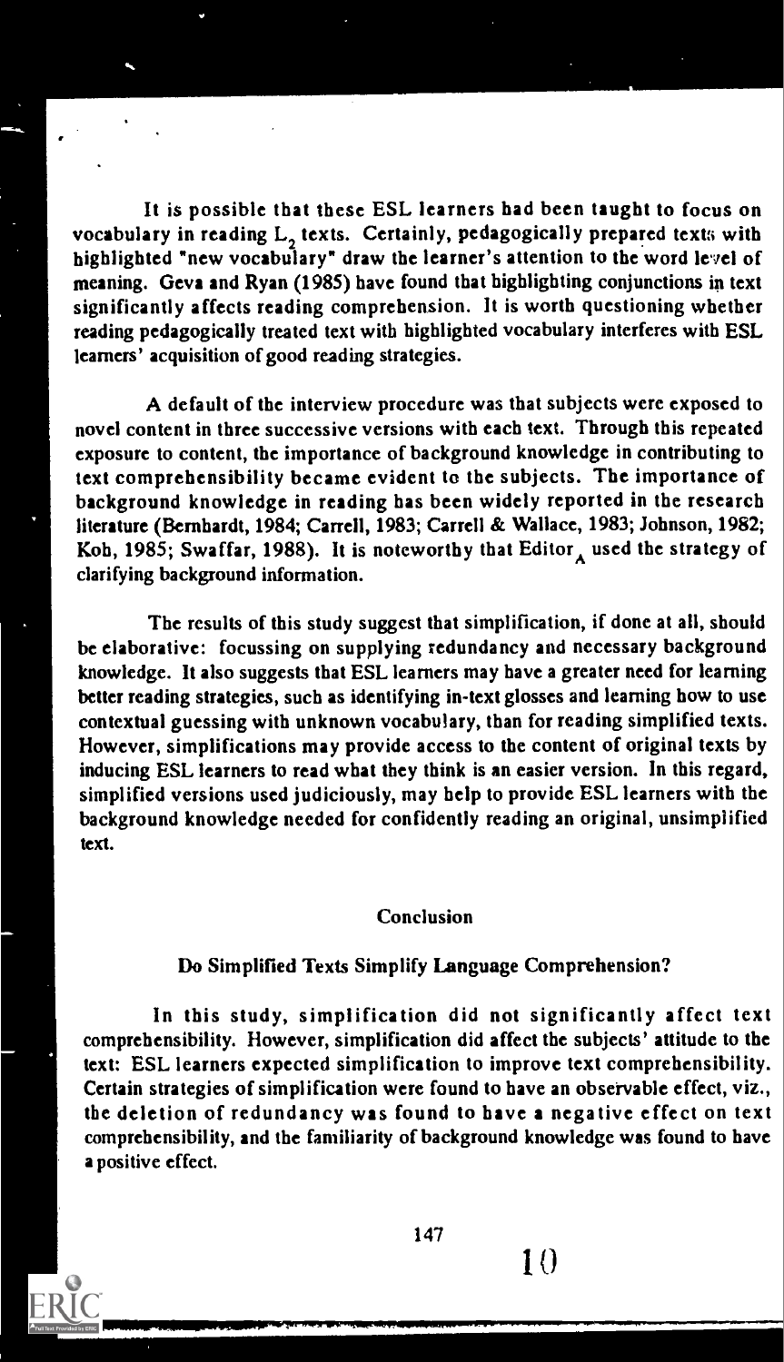It is possible that these ESL learners had been taught to focus on vocabulary in reading $L_2$ texts. Certainly, pedagogically prepared texts with highlighted "new vocabulary" draw the learner's attention to the word level of meaning. Geva and Ryan (1985) have found that highlighting conjunctions in text significantly affects reading comprehension. It is worth questioning whether reading pedagogically treated text with highlighted vocabulary interferes with ESL learners' acquisition of good reading strategies.

A default of the interview procedure was that subjects were exposed to novel content in three successive versions with each text. Through this repeated exposure to content, the importance of background knowledge in contributing to text comprehensibility became evident to the subjects. The importance of background knowledge in reading has been widely reported in the research literature (Bernhardt, 1984; Carrell, 1983; Carrell & Wallace, 1983; Johnson, 1982; Koh, 1985; Swaffar, 1988). It is noteworthy that $Editor_A$ used the strategy of clarifying background information.

The results of this study suggest that simplification, if done at all, should be elaborative: focussing on supplying redundancy and necessary background knowledge. It also suggests that ESL learners may have a greater need for learning better reading strategies, such as identifying in-text glosses and learning how to use contextual guessing with unknown vocabulary, than for reading simplified texts. However, simplifications may provide access to the content of original texts by inducing ESL learners to read what they think is an easier version. In this regard, simplified versions used judiciously, may help to provide ESL learners with the background knowledge needed for confidently reading an original, unsimplified text.

## Conclusion

### Do Simplified Texts Simplify Language Comprehension?

In this study, simplification did not significantly affect text comprehensibility. However, simplification did affect the subjects' attitude to the text: ESL learners expected simplification to improve text comprehensibility. Certain strategies of simplification were found to have an observable effect, viz., the deletion of redundancy was found to have a negative effect on text comprehensibility, and the familiarity of background knowledge was found to have a positive effect.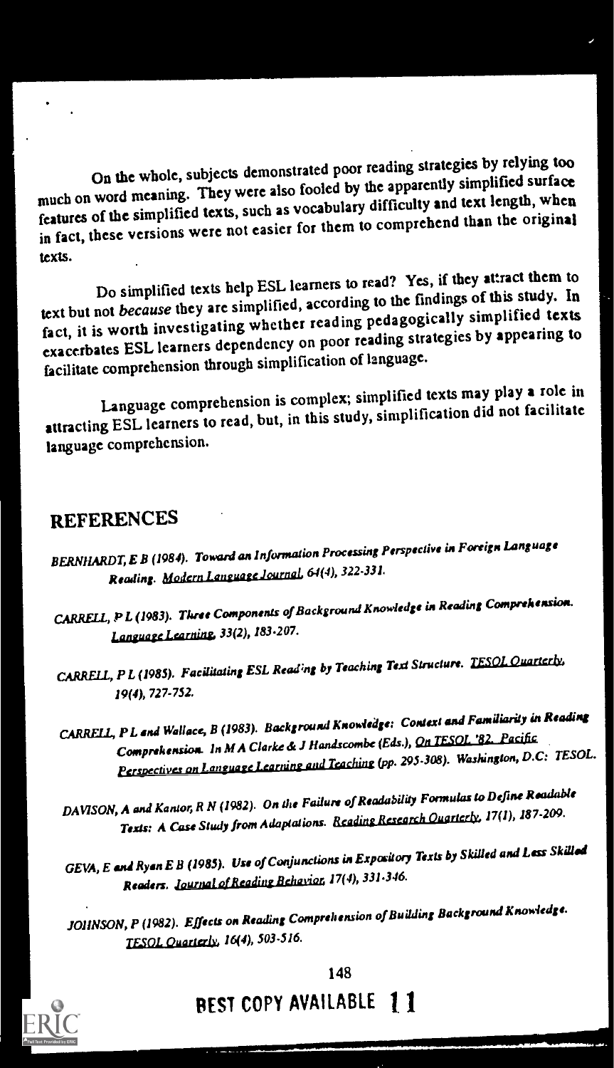On the whole, subjects demonstrated poor reading strategies by relying too much on word meaning. They were also fooled by the apparently simplified surface features of the simplified texts, such as vocabulary difficulty and text length, when in fact, these versions were not easier for them to comprehend than the original texts.

Do simplified texts help ESL learners to read? Yes, if they attract them to text but not *because* they are simplified, according to the findings of this study. In fact, it is worth investigating whether reading pedagogically simplified texts exacerbates ESL learners dependency on poor reading strategies by appearing to facilitate comprehension through simplification of language.

Language comprehension is complex; simplified texts may play a role in attracting ESL learners to read, but, in this study, simplification did not facilitate language comprehension.

## REFERENCES

*BERNHARDT, E B (1984). Toward an Information Processing Perspective in Foreign Language Reading. Modern Language Journal, 64(4), 322-331.*

*CARRELL, P L (1983). Three Components of Background Knowledge in Reading Comprehension. Language Learning, 33(2), 183-207.*

*CARRELL, P L (1985). Facilitating ESL Reading by Teaching Text Structure. TESOL Quarterly, 19(4), 727-752.*

*CARRELL, P L and Wallace, B (1983). Background Knowledge: Context and Familiarity in Reading Comprehension. In M A Clarke & J Handscombe (Eds.), On TESOL '82. Pacific Perspectives on Language Learning and Teaching (pp. 295-308). Washington, D.C: TESOL.*

*DAVISON, A and Kantor, R N (1982). On the Failure of Readability Formulas to Define Readable Texts: A Case Study from Adaptations. Reading Research Quarterly, 17(1), 187-209.*

*GEVA, E and Ryan E B (1985). Use of Conjunctions in Expository Texts by Skilled and Less Skilled Readers. Journal of Reading Behavior, 17(4), 331-346.*

*JOHNSON, P (1982). Effects on Reading Comprehension of Building Background Knowledge. TESOL Quarterly, 16(4), 503-516.*

BEST COPY AVAILABLE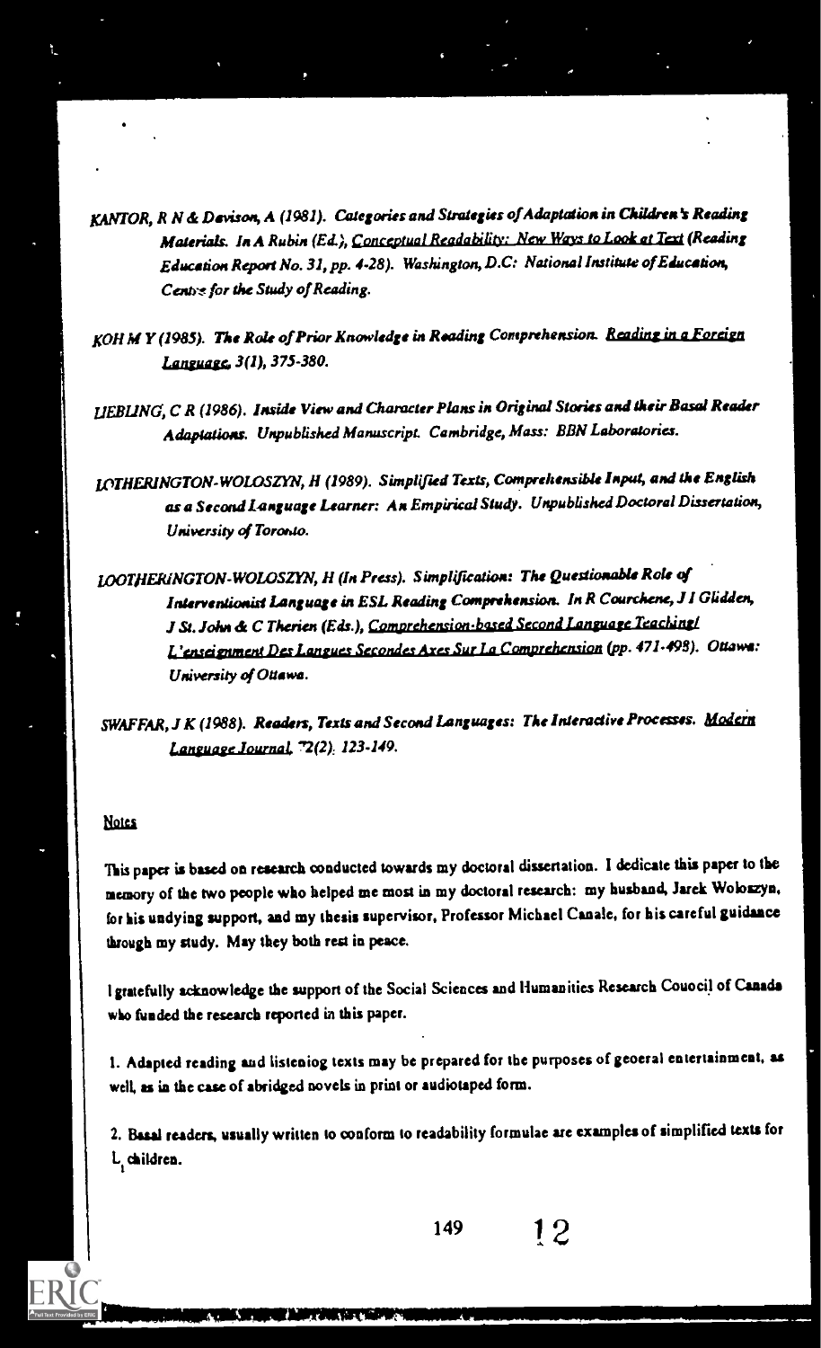*KANTOR, R N & Davison, A (1981). Categories and Strategies of Adaptation in Children's Reading Materials. In A Rubin (Ed.), Conceptual Readability: New Ways to Look at Text (Reading Education Report No. 31, pp. 4-28). Washington, D.C: National Institute of Education, Centre for the Study of Reading.*

*KOH M Y (1985). The Role of Prior Knowledge in Reading Comprehension. Reading in a Foreign Language, 3(1), 375-380.*

*LIEBLING, C R (1986). Inside View and Character Plans in Original Stories and their Basal Reader Adaptations. Unpublished Manuscript. Cambridge, Mass: BBN Laboratories.*

*LOTHERINGTON-WOLOSZYN, H (1989). Simplified Texts, Comprehensible Input, and the English as a Second Language Learner: An Empirical Study. Unpublished Doctoral Dissertation, University of Toronto.*

*LOOTHERINGTON-WOLOSZYN, H (In Press). Simplification: The Questionable Role of Interventionist Language in ESL Reading Comprehension. In R Courchene, J I Glidden, J St. John & C Therien (Eds.), Comprehension-based Second Language Teaching/ L'enseignment Des Langues Secondes Axes Sur La Comprehension (pp. 471-498). Ottawa: University of Ottawa.*

*SWAFFAR, J K (1988). Readers, Texts and Second Languages: The Interactive Processes. Modern Language Journal, 72(2). 123-149.*

## Notes

This paper is based on research conducted towards my doctoral dissertation. I dedicate this paper to the memory of the two people who helped me most in my doctoral research: my husband, Jarek Woloszyn, for his undying support, and my thesis supervisor, Professor Michael Canale, for his careful guidance through my study. May they both rest in peace.

I gratefully acknowledge the support of the Social Sciences and Humanities Research Council of Canada who funded the research reported in this paper.

1. Adapted reading and listening texts may be prepared for the purposes of general entertainment, as well, as in the case of abridged novels in print or audiotaped form.

2. Basal readers, usually written to conform to readability formulae are examples of simplified texts for $L_1$ children.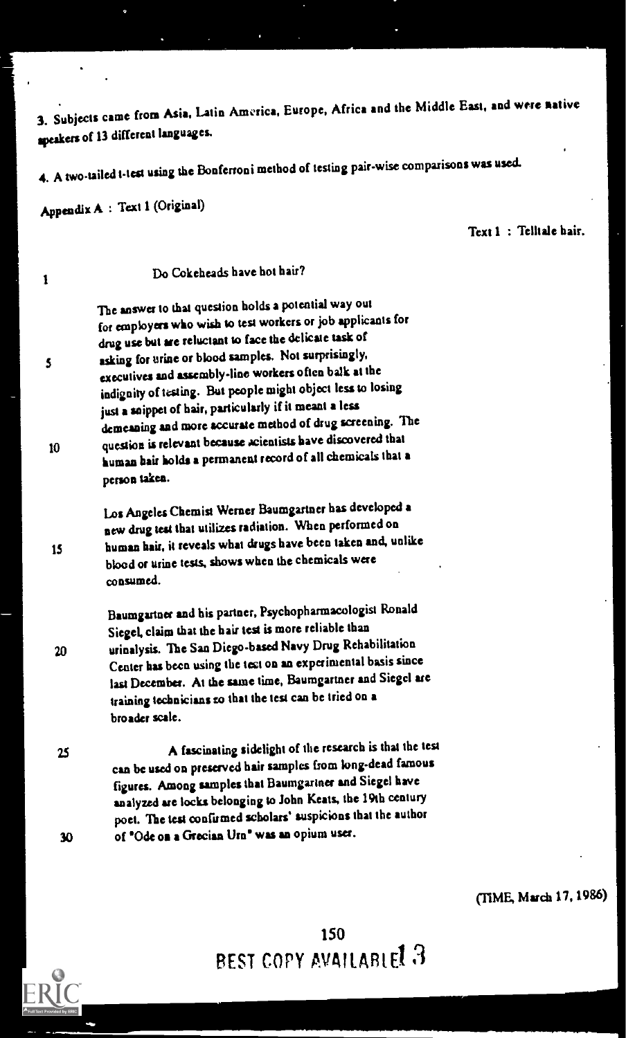3. Subjects came from Asia, Latin America, Europe, Africa and the Middle East, and were native speakers of 13 different languages.

4. A two-tailed t-test using the Bonferroni method of testing pair-wise comparisons was used.

Appendix A : Text 1 (Original)

Text 1 : Telltale hair.

1 Do Cokeheads have hot hair?

The answer to that question holds a potential way out for employers who wish to test workers or job applicants for drug use but are reluctant to face the delicate task of

5 asking for urine or blood samples. Not surprisingly, executives and assembly-line workers often balk at the indignity of testing. But people might object less to losing just a snippet of hair, particularly if it meant a less demeaning and more accurate method of drug screening. The

10 question is relevant because scientists have discovered that human hair holds a permanent record of all chemicals that a person takes.

Los Angeles Chemist Werner Baumgartner has developed a new drug test that utilizes radiation. When performed on

15 human hair, it reveals what drugs have been taken and, unlike blood or urine tests, shows when the chemicals were consumed.

Baumgartner and his partner, Psychopharmacologist Ronald Siegel, claim that the hair test is more reliable than

20 urinalysis. The San Diego-based Navy Drug Rehabilitation Center has been using the test on an experimental basis since last December. At the same time, Baumgartner and Siegel are training technicians so that the test can be tried on a broader scale.

25 A fascinating sidelight of the research is that the test can be used on preserved hair samples from long-dead famous figures. Among samples that Baumgartner and Siegel have analyzed are locks belonging to John Keats, the 19th century poet. The test confirmed scholars' suspicions that the author

30 of "Ode on a Grecian Urn" was an opium user.

(TIME, March 17, 1986)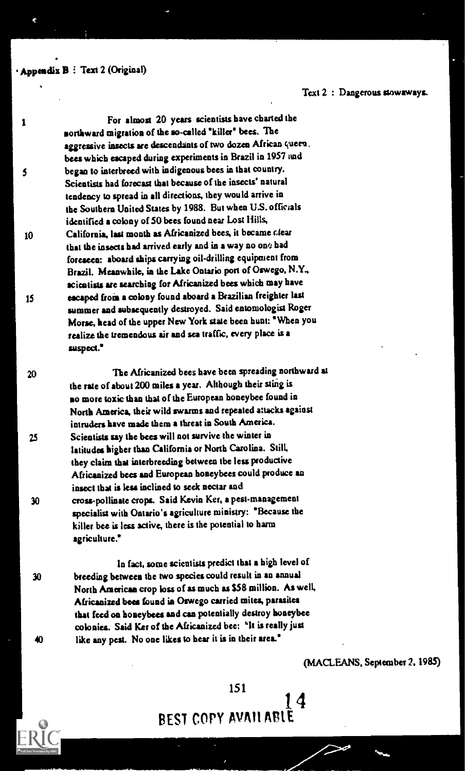Appendix B : Text 2 (Original)

Text 2 : Dangerous stowaways.

1 For almost 20 years scientists have charted the northward migration of the so-called "killer" bees. The aggressive insects are descendants of two dozen African queen bees which escaped during experiments in Brazil in 1957 and 5 began to interbreed with indigenous bees in that country. Scientists had forecast that because of the insects' natural tendency to spread in all directions, they would arrive in the Southern United States by 1988. But when U.S. officials identified a colony of 50 bees found near Lost Hills, 10 California, last month as Africanized bees, it became clear that the insects had arrived early and in a way no one had foreseen: aboard ships carrying oil-drilling equipment from Brazil. Meanwhile, in the Lake Ontario port of Oswego, N.Y., scientists are searching for Africanized bees which may have 15 escaped from a colony found aboard a Brazilian freighter last summer and subsequently destroyed. Said entomologist Roger Morse, head of the upper New York state been hunt: "When you realize the tremendous air and sea traffic, every place is a suspect."

20 The Africanized bees have been spreading northward at the rate of about 200 miles a year. Although their sting is no more toxic than that of the European honeybee found in North America, their wild swarms and repeated attacks against intruders have made them a threat in South America. 25 Scientists say the bees will not survive the winter in latitudes higher than California or North Carolina. Still, they claim that interbreeding between the less productive Africanized bees and European honeybees could produce an insect that is less inclined to seek nectar and 30 cross-pollinate crops. Said Kevin Ker, a pest-management specialist with Ontario's agriculture ministry: "Because the killer bee is less active, there is the potential to harm agriculture."

In fact, some scientists predict that a high level of 30 breeding between the two species could result in an annual North American crop loss of as much as $58 million. As well, Africanized bees found in Oswego carried mites, parasites that feed on honeybees and can potentially destroy honeybee colonies. Said Ker of the Africanized bee: "It is really just 40 like any pest. No one likes to hear it is in their area."

(MACLEANS, September 2, 1985)

BEST COPY AVAILABLE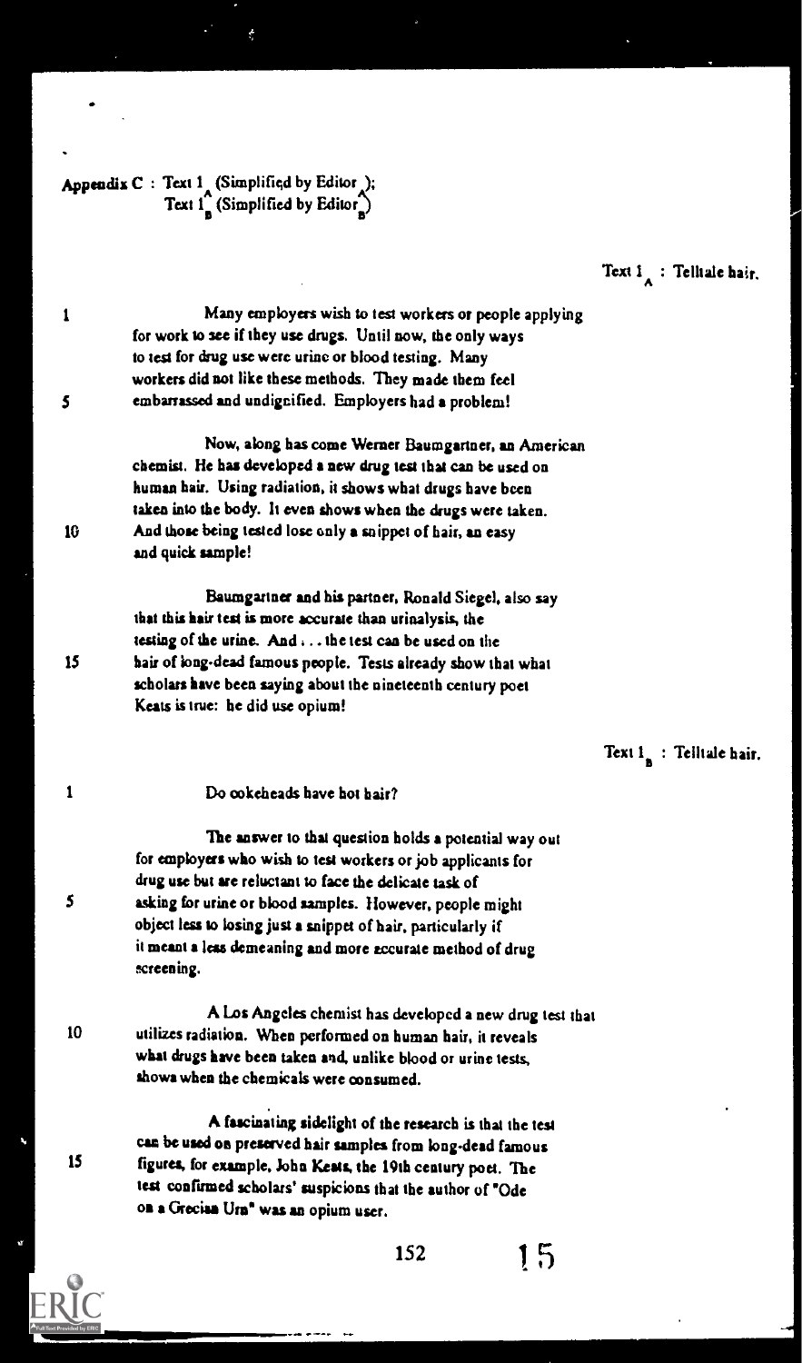Appendix C : Text $1_A$ (Simplified by Editor $_A$);
Text $1_B$ (Simplified by Editor $_B$)

Text $1_A$ : Telltale hair.

1 Many employers wish to test workers or people applying for work to see if they use drugs. Until now, the only ways to test for drug use were urine or blood testing. Many workers did not like these methods. They made them feel
5 embarrassed and undignified. Employers had a problem!

Now, along has come Werner Baumgartner, an American chemist. He has developed a new drug test that can be used on human hair. Using radiation, it shows what drugs have been taken into the body. It even shows when the drugs were taken.
10 And those being tested lose only a snippet of hair, an easy and quick sample!

Baumgartner and his partner, Ronald Siegel, also say that this hair test is more accurate than urinalysis, the testing of the urine. And . . . the test can be used on the
15 hair of long-dead famous people. Tests already show that what scholars have been saying about the nineteenth century poet Keats is true: he did use opium!

Text $1_B$ : Telltale hair.

1 Do cokeheads have hot hair?

The answer to that question holds a potential way out for employers who wish to test workers or job applicants for drug use but are reluctant to face the delicate task of
5 asking for urine or blood samples. However, people might object less to losing just a snippet of hair, particularly if it meant a less demeaning and more accurate method of drug screening.

A Los Angeles chemist has developed a new drug test that
10 utilizes radiation. When performed on human hair, it reveals what drugs have been taken and, unlike blood or urine tests, shows when the chemicals were consumed.

A fascinating sidelight of the research is that the test can be used on preserved hair samples from long-dead famous
15 figures, for example, John Keats, the 19th century poet. The test confirmed scholars' suspicions that the author of "Ode on a Grecian Urn" was an opium user.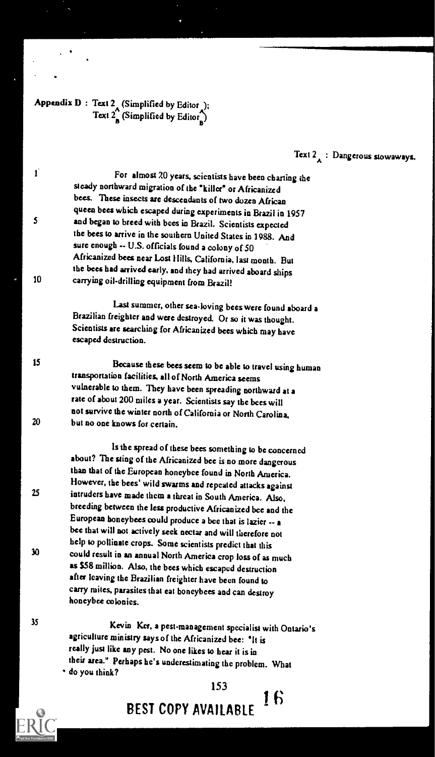**Appendix D** : Text $2_A$ (Simplified by $Editor_A$);
Text $2_B$ (Simplified by $Editor_B$)

Text $2_A$ : Dangerous stowaways.

For almost 20 years, scientists have been charting the steady northward migration of the "killer" or Africanized bees. These insects are descendants of two dozen African queen bees which escaped during experiments in Brazil in 1957 and began to breed with bees in Brazil. Scientists expected the bees to arrive in the southern United States in 1988. And sure enough -- U.S. officials found a colony of 50 Africanized bees near Lost Hills, California, last month. But the bees had arrived early, and they had arrived aboard ships carrying oil-drilling equipment from Brazil!

Last summer, other sea-loving bees were found aboard a Brazilian freighter and were destroyed. Or so it was thought. Scientists are searching for Africanized bees which may have escaped destruction.

Because these bees seem to be able to travel using human transportation facilities, all of North America seems vulnerable to them. They have been spreading northward at a rate of about 200 miles a year. Scientists say the bees will not survive the winter north of California or North Carolina, but no one knows for certain.

Is the spread of these bees something to be concerned about? The sting of the Africanized bee is no more dangerous than that of the European honeybee found in North America. However, the bees' wild swarms and repeated attacks against intruders have made them a threat in South America. Also, breeding between the less productive Africanized bee and the European honeybees could produce a bee that is lazier -- a bee that will not actively seek nectar and will therefore not help to pollinate crops. Some scientists predict that this could result in an annual North America crop loss of as much as $58 million. Also, the bees which escaped destruction after leaving the Brazilian freighter have been found to carry mites, parasites that eat honeybees and can destroy honeybee colonies.

Kevin Ker, a pest-management specialist with Ontario's agriculture ministry says of the Africanized bee: "It is really just like any pest. No one likes to hear it is in their area." Perhaps he's underestimating the problem. What do you think?

BEST COPY AVAILABLE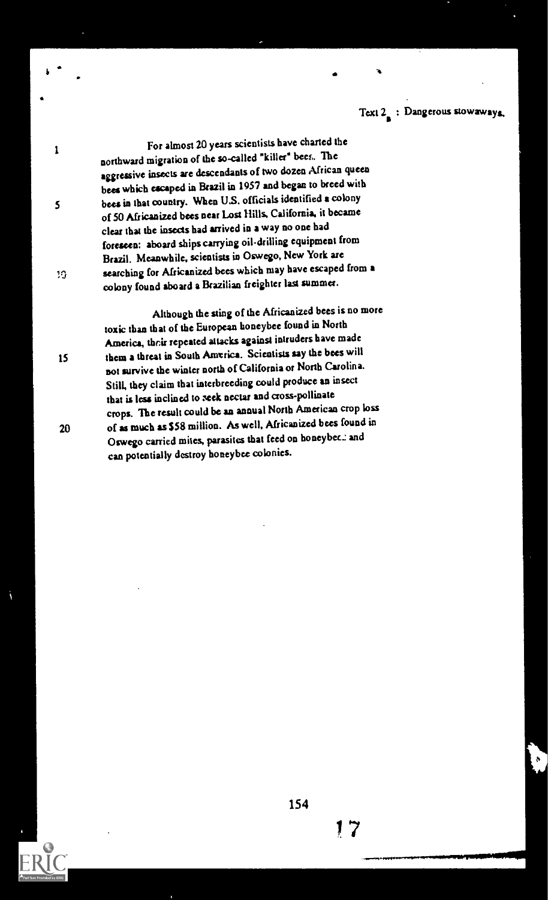Text 2B : Dangerous stowaways.

For almost 20 years scientists have charted the northward migration of the so-called "killer" bees. The aggressive insects are descendants of two dozen African queen bees which escaped in Brazil in 1957 and began to breed with bees in that country. When U.S. officials identified a colony of 50 Africanized bees near Lost Hills, California, it became clear that the insects had arrived in a way no one had foreseen: aboard ships carrying oil-drilling equipment from Brazil. Meanwhile, scientists in Oswego, New York are searching for Africanized bees which may have escaped from a colony found aboard a Brazilian freighter last summer.

Although the sting of the Africanized bees is no more toxic than that of the European honeybee found in North America, their repeated attacks against intruders have made them a threat in South America. Scientists say the bees will not survive the winter north of California or North Carolina. Still, they claim that interbreeding could produce an insect that is less inclined to seek nectar and cross-pollinate crops. The result could be an annual North American crop loss of as much as $58 million. As well, Africanized bees found in Oswego carried mites, parasites that feed on honeybees and can potentially destroy honeybee colonies.